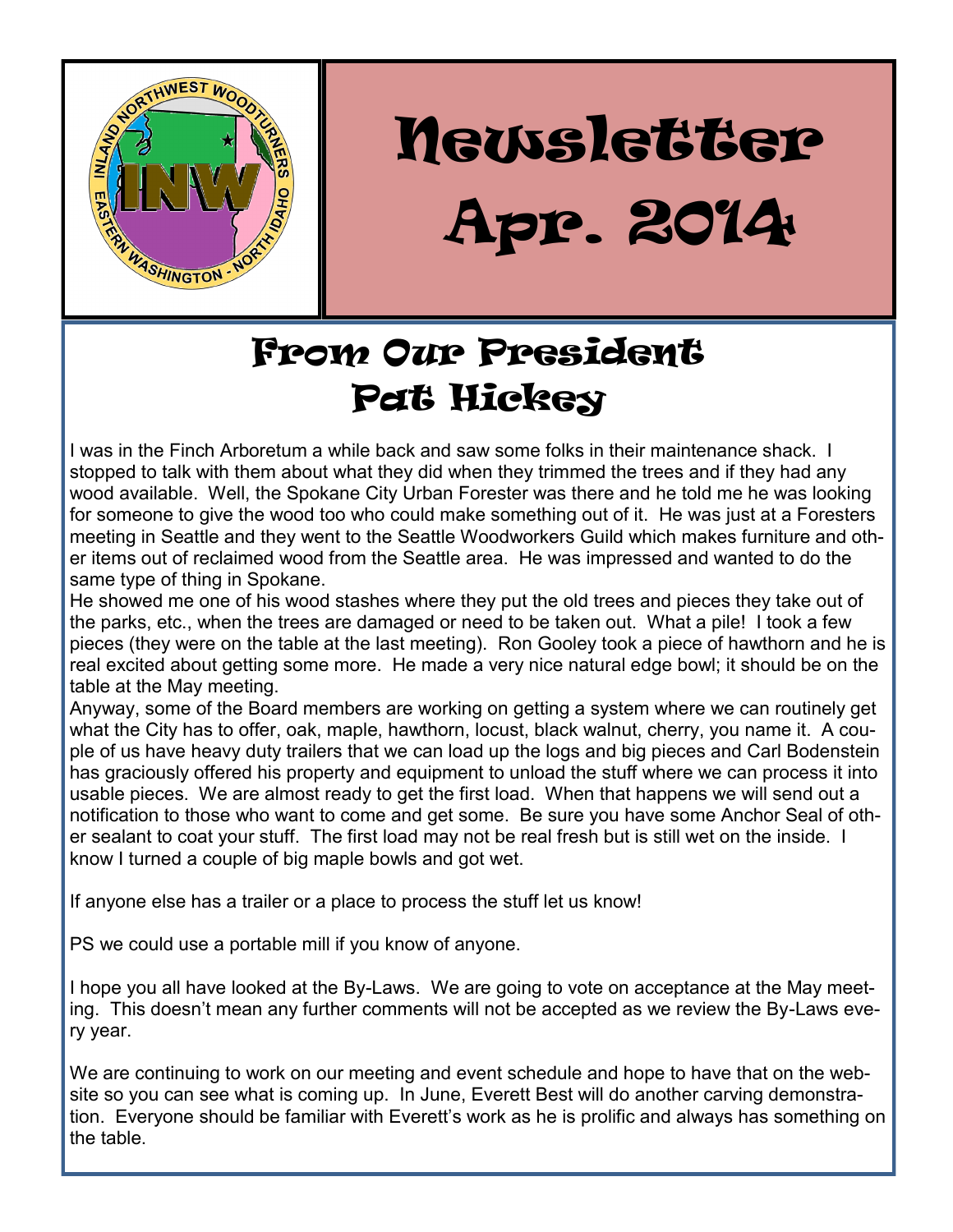# Newsletter Apr. 2014

## From Our President Pat Hickey

I was in the Finch Arboretum a while back and saw some folks in their maintenance shack. I stopped to talk with them about what they did when they trimmed the trees and if they had any wood available. Well, the Spokane City Urban Forester was there and he told me he was looking for someone to give the wood too who could make something out of it. He was just at a Foresters meeting in Seattle and they went to the Seattle Woodworkers Guild which makes furniture and other items out of reclaimed wood from the Seattle area. He was impressed and wanted to do the same type of thing in Spokane.

He showed me one of his wood stashes where they put the old trees and pieces they take out of the parks, etc., when the trees are damaged or need to be taken out. What a pile! I took a few pieces (they were on the table at the last meeting). Ron Gooley took a piece of hawthorn and he is real excited about getting some more. He made a very nice natural edge bowl; it should be on the table at the May meeting.

Anyway, some of the Board members are working on getting a system where we can routinely get what the City has to offer, oak, maple, hawthorn, locust, black walnut, cherry, you name it. A couple of us have heavy duty trailers that we can load up the logs and big pieces and Carl Bodenstein has graciously offered his property and equipment to unload the stuff where we can process it into usable pieces. We are almost ready to get the first load. When that happens we will send out a notification to those who want to come and get some. Be sure you have some Anchor Seal of other sealant to coat your stuff. The first load may not be real fresh but is still wet on the inside. I know I turned a couple of big maple bowls and got wet.

If anyone else has a trailer or a place to process the stuff let us know!

PS we could use a portable mill if you know of anyone.

I hope you all have looked at the By-Laws. We are going to vote on acceptance at the May meeting. This doesn't mean any further comments will not be accepted as we review the By-Laws every year.

We are continuing to work on our meeting and event schedule and hope to have that on the website so you can see what is coming up. In June, Everett Best will do another carving demonstration. Everyone should be familiar with Everett's work as he is prolific and always has something on the table.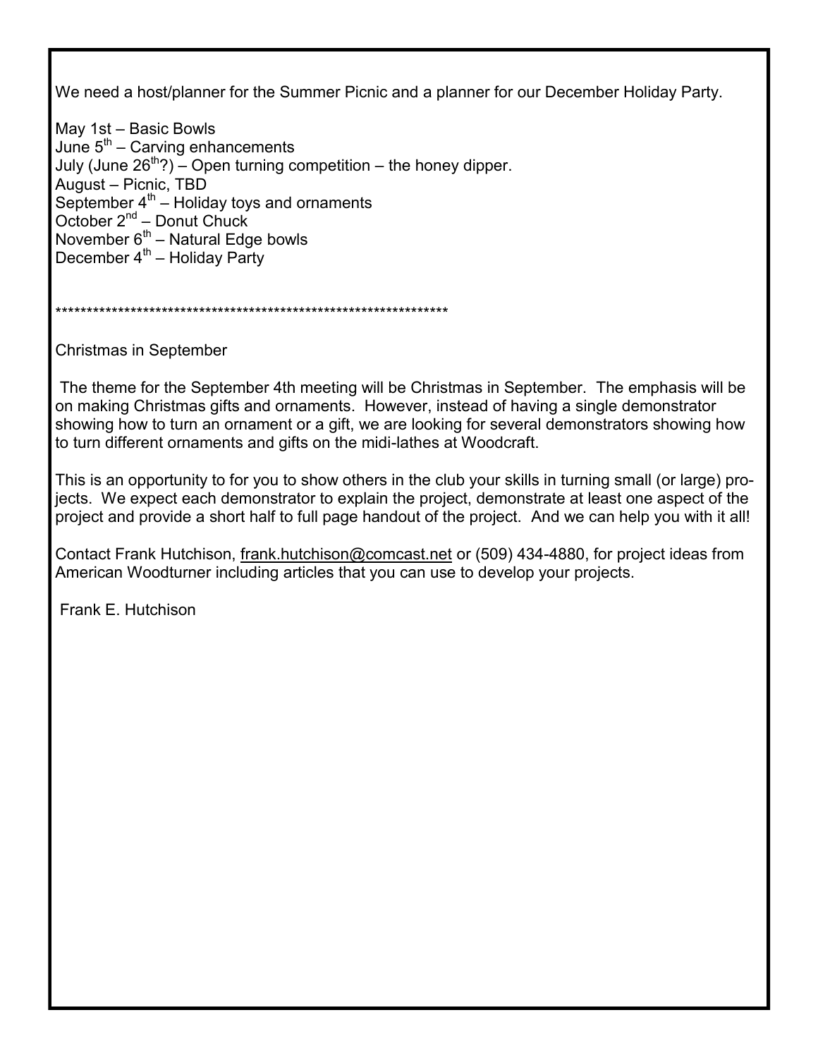We need a host/planner for the Summer Picnic and a planner for our December Holiday Party.

May 1st – Basic Bowls  
June 5th – Carving enhancements  
July (June 26th?) – Open turning competition – the honey dipper.  
August – Picnic, TBD  
September 4th – Holiday toys and ornaments  
October 2nd – Donut Chuck  
November 6th – Natural Edge bowls  
December 4th – Holiday Party

*****************************************************************

Christmas in September

The theme for the September 4th meeting will be Christmas in September. The emphasis will be on making Christmas gifts and ornaments. However, instead of having a single demonstrator showing how to turn an ornament or a gift, we are looking for several demonstrators showing how to turn different ornaments and gifts on the midi-lathes at Woodcraft.

This is an opportunity to for you to show others in the club your skills in turning small (or large) projects. We expect each demonstrator to explain the project, demonstrate at least one aspect of the project and provide a short half to full page handout of the project. And we can help you with it all!

Contact Frank Hutchison, frank.hutchison@comcast.net or (509) 434-4880, for project ideas from American Woodturner including articles that you can use to develop your projects.

Frank E. Hutchison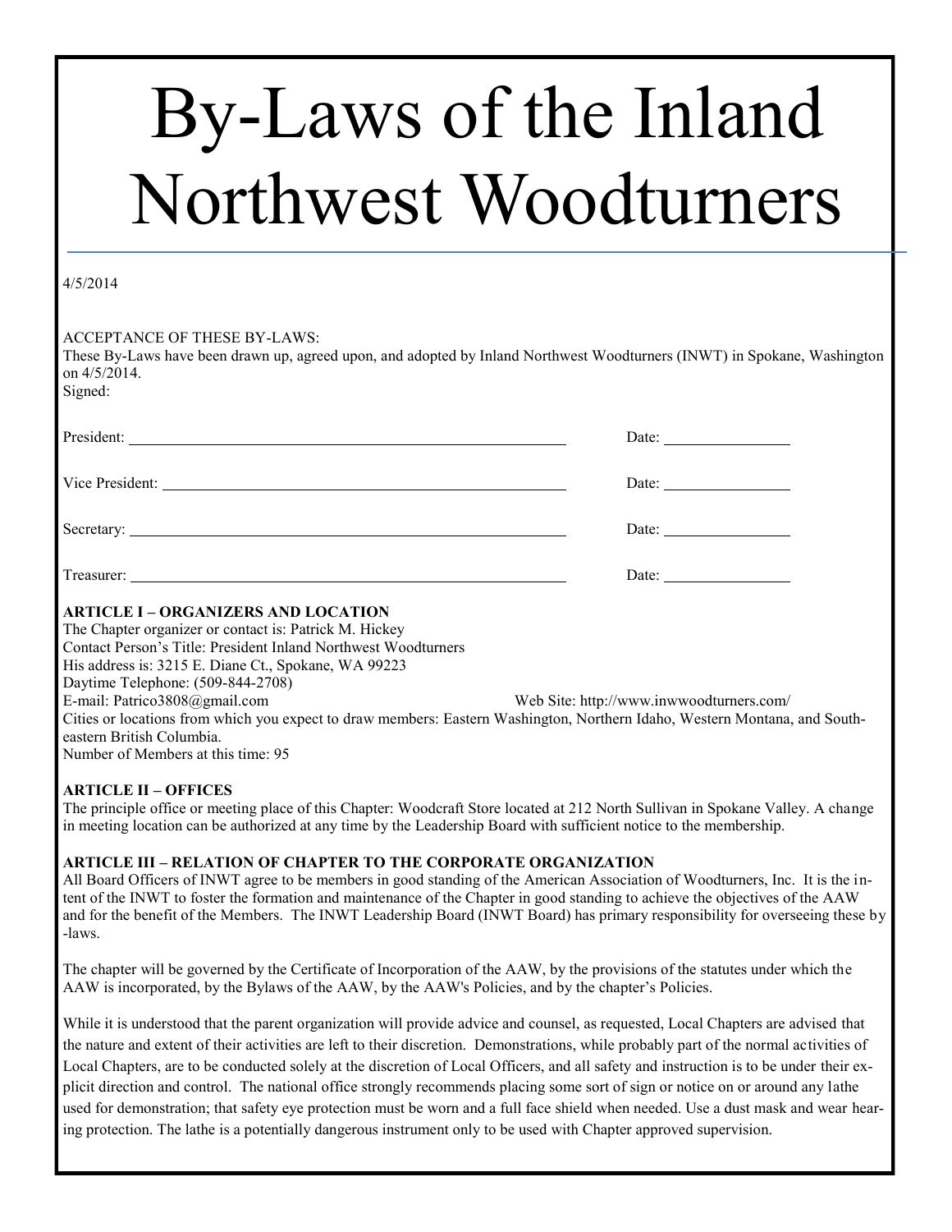# By-Laws of the Inland Northwest Woodturners

4/5/2014

ACCEPTANCE OF THESE BY-LAWS:
These By-Laws have been drawn up, agreed upon, and adopted by Inland Northwest Woodturners (INWT) in Spokane, Washington on 4/5/2014.
Signed:

President: ______________________________ Date: ____________

Vice President: ______________________________ Date: ____________

Secretary: ______________________________ Date: ____________

Treasurer: ______________________________ Date: ____________

**ARTICLE I – ORGANIZERS AND LOCATION**

The Chapter organizer or contact is: Patrick M. Hickey
Contact Person's Title: President Inland Northwest Woodturners
His address is: 3215 E. Diane Ct., Spokane, WA 99223
Daytime Telephone: (509-844-2708)
E-mail: Patrico3808@gmail.com Web Site: http://www.inwwoodturners.com/
Cities or locations from which you expect to draw members: Eastern Washington, Northern Idaho, Western Montana, and South-eastern British Columbia.
Number of Members at this time: 95

**ARTICLE II – OFFICES**

The principle office or meeting place of this Chapter: Woodcraft Store located at 212 North Sullivan in Spokane Valley. A change in meeting location can be authorized at any time by the Leadership Board with sufficient notice to the membership.

**ARTICLE III – RELATION OF CHAPTER TO THE CORPORATE ORGANIZATION**

All Board Officers of INWT agree to be members in good standing of the American Association of Woodturners, Inc. It is the intent of the INWT to foster the formation and maintenance of the Chapter in good standing to achieve the objectives of the AAW and for the benefit of the Members. The INWT Leadership Board (INWT Board) has primary responsibility for overseeing these by-laws.

The chapter will be governed by the Certificate of Incorporation of the AAW, by the provisions of the statutes under which the AAW is incorporated, by the Bylaws of the AAW, by the AAW's Policies, and by the chapter's Policies.

While it is understood that the parent organization will provide advice and counsel, as requested, Local Chapters are advised that the nature and extent of their activities are left to their discretion. Demonstrations, while probably part of the normal activities of Local Chapters, are to be conducted solely at the discretion of Local Officers, and all safety and instruction is to be under their explicit direction and control. The national office strongly recommends placing some sort of sign or notice on or around any lathe used for demonstration; that safety eye protection must be worn and a full face shield when needed. Use a dust mask and wear hearing protection. The lathe is a potentially dangerous instrument only to be used with Chapter approved supervision.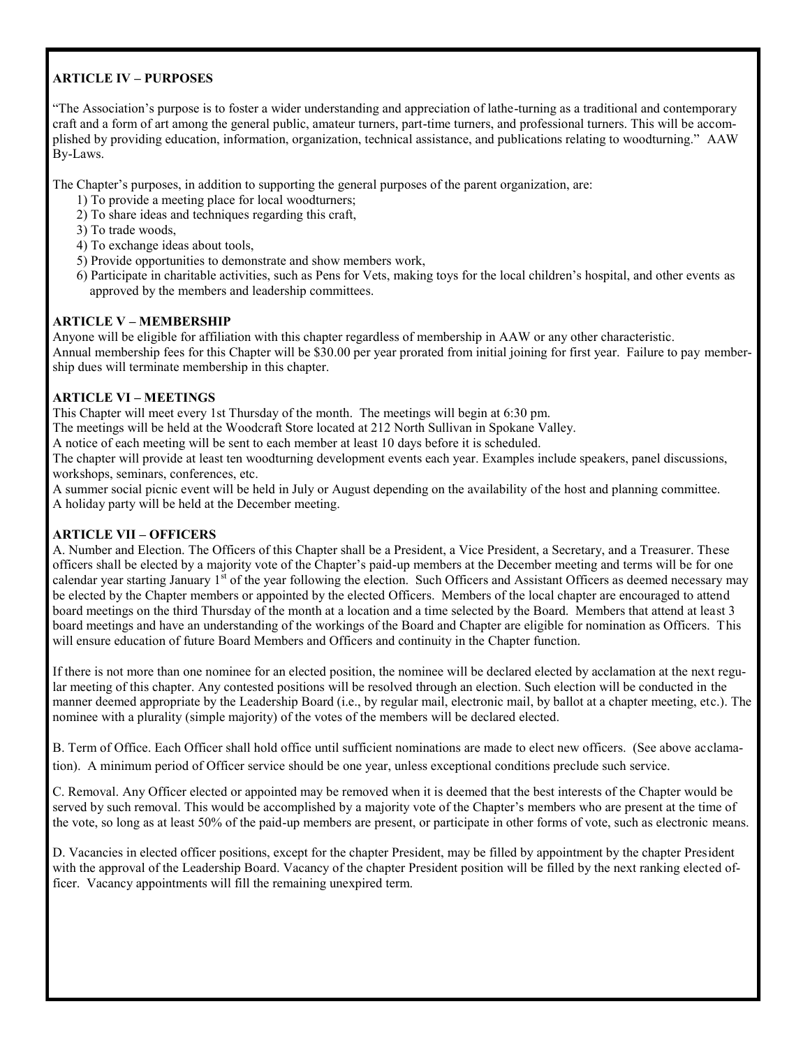**ARTICLE IV – PURPOSES**

"The Association's purpose is to foster a wider understanding and appreciation of lathe-turning as a traditional and contemporary craft and a form of art among the general public, amateur turners, part-time turners, and professional turners. This will be accomplished by providing education, information, organization, technical assistance, and publications relating to woodturning." AAW By-Laws.

The Chapter's purposes, in addition to supporting the general purposes of the parent organization, are:

1) To provide a meeting place for local woodturners;
2) To share ideas and techniques regarding this craft,
3) To trade woods,
4) To exchange ideas about tools,
5) Provide opportunities to demonstrate and show members work,
6) Participate in charitable activities, such as Pens for Vets, making toys for the local children's hospital, and other events as approved by the members and leadership committees.

**ARTICLE V – MEMBERSHIP**

Anyone will be eligible for affiliation with this chapter regardless of membership in AAW or any other characteristic.
Annual membership fees for this Chapter will be $30.00 per year prorated from initial joining for first year. Failure to pay membership dues will terminate membership in this chapter.

**ARTICLE VI – MEETINGS**

This Chapter will meet every 1st Thursday of the month. The meetings will begin at 6:30 pm.
The meetings will be held at the Woodcraft Store located at 212 North Sullivan in Spokane Valley.
A notice of each meeting will be sent to each member at least 10 days before it is scheduled.
The chapter will provide at least ten woodturning development events each year. Examples include speakers, panel discussions, workshops, seminars, conferences, etc.
A summer social picnic event will be held in July or August depending on the availability of the host and planning committee.
A holiday party will be held at the December meeting.

**ARTICLE VII – OFFICERS**

A. Number and Election. The Officers of this Chapter shall be a President, a Vice President, a Secretary, and a Treasurer. These officers shall be elected by a majority vote of the Chapter's paid-up members at the December meeting and terms will be for one calendar year starting January 1st of the year following the election. Such Officers and Assistant Officers as deemed necessary may be elected by the Chapter members or appointed by the elected Officers. Members of the local chapter are encouraged to attend board meetings on the third Thursday of the month at a location and a time selected by the Board. Members that attend at least 3 board meetings and have an understanding of the workings of the Board and Chapter are eligible for nomination as Officers. This will ensure education of future Board Members and Officers and continuity in the Chapter function.

If there is not more than one nominee for an elected position, the nominee will be declared elected by acclamation at the next regular meeting of this chapter. Any contested positions will be resolved through an election. Such election will be conducted in the manner deemed appropriate by the Leadership Board (i.e., by regular mail, electronic mail, by ballot at a chapter meeting, etc.). The nominee with a plurality (simple majority) of the votes of the members will be declared elected.

B. Term of Office. Each Officer shall hold office until sufficient nominations are made to elect new officers. (See above acclamation). A minimum period of Officer service should be one year, unless exceptional conditions preclude such service.

C. Removal. Any Officer elected or appointed may be removed when it is deemed that the best interests of the Chapter would be served by such removal. This would be accomplished by a majority vote of the Chapter's members who are present at the time of the vote, so long as at least 50% of the paid-up members are present, or participate in other forms of vote, such as electronic means.

D. Vacancies in elected officer positions, except for the chapter President, may be filled by appointment by the chapter President with the approval of the Leadership Board. Vacancy of the chapter President position will be filled by the next ranking elected officer. Vacancy appointments will fill the remaining unexpired term.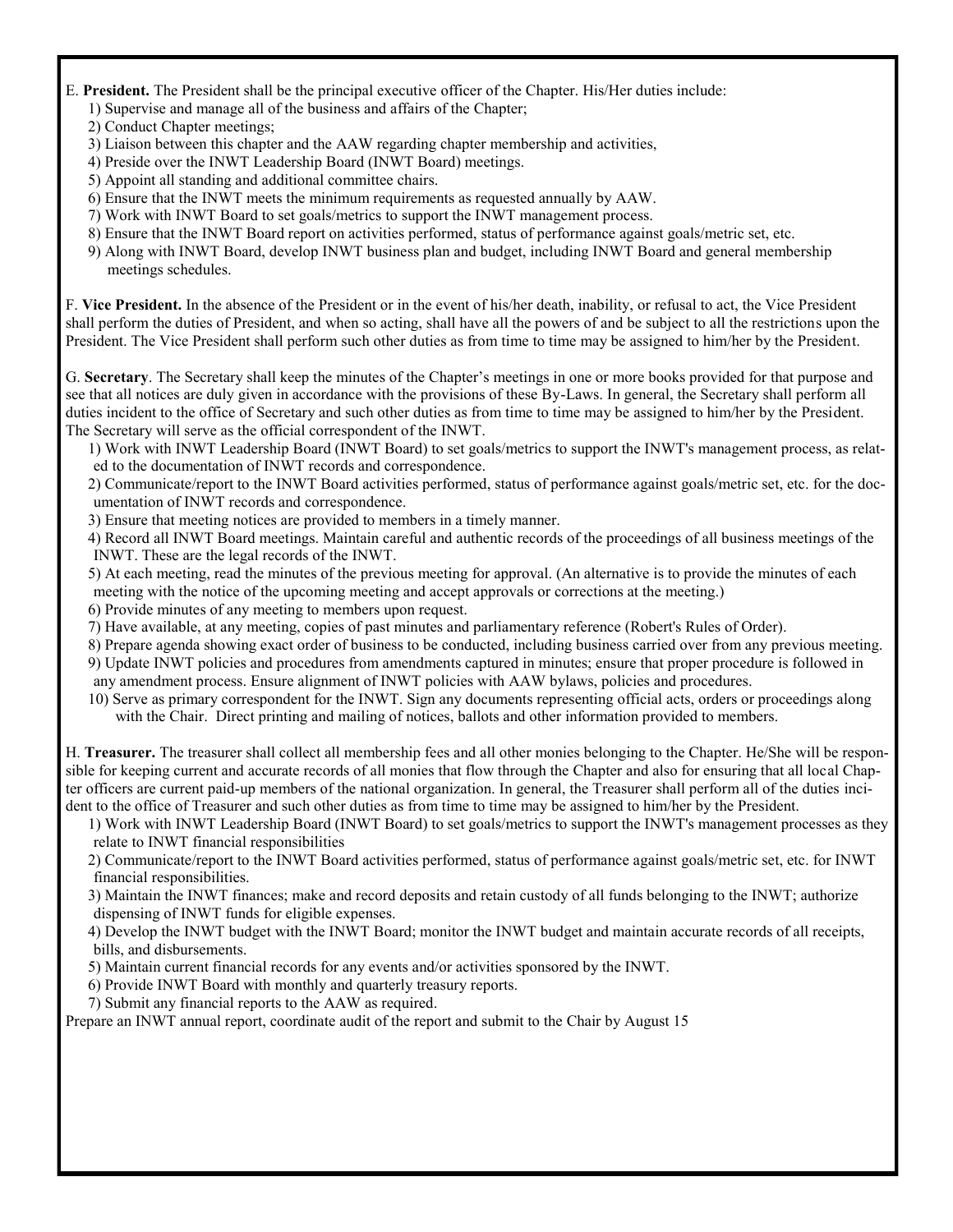E. **President.** The President shall be the principal executive officer of the Chapter. His/Her duties include:

1) Supervise and manage all of the business and affairs of the Chapter;
2) Conduct Chapter meetings;
3) Liaison between this chapter and the AAW regarding chapter membership and activities,
4) Preside over the INWT Leadership Board (INWT Board) meetings.
5) Appoint all standing and additional committee chairs.
6) Ensure that the INWT meets the minimum requirements as requested annually by AAW.
7) Work with INWT Board to set goals/metrics to support the INWT management process.
8) Ensure that the INWT Board report on activities performed, status of performance against goals/metric set, etc.
9) Along with INWT Board, develop INWT business plan and budget, including INWT Board and general membership meetings schedules.

F. **Vice President.** In the absence of the President or in the event of his/her death, inability, or refusal to act, the Vice President shall perform the duties of President, and when so acting, shall have all the powers of and be subject to all the restrictions upon the President. The Vice President shall perform such other duties as from time to time may be assigned to him/her by the President.

G. **Secretary**. The Secretary shall keep the minutes of the Chapter's meetings in one or more books provided for that purpose and see that all notices are duly given in accordance with the provisions of these By-Laws. In general, the Secretary shall perform all duties incident to the office of Secretary and such other duties as from time to time may be assigned to him/her by the President. The Secretary will serve as the official correspondent of the INWT.

1) Work with INWT Leadership Board (INWT Board) to set goals/metrics to support the INWT's management process, as related to the documentation of INWT records and correspondence.
2) Communicate/report to the INWT Board activities performed, status of performance against goals/metric set, etc. for the documentation of INWT records and correspondence.
3) Ensure that meeting notices are provided to members in a timely manner.
4) Record all INWT Board meetings. Maintain careful and authentic records of the proceedings of all business meetings of the INWT. These are the legal records of the INWT.
5) At each meeting, read the minutes of the previous meeting for approval. (An alternative is to provide the minutes of each meeting with the notice of the upcoming meeting and accept approvals or corrections at the meeting.)
6) Provide minutes of any meeting to members upon request.
7) Have available, at any meeting, copies of past minutes and parliamentary reference (Robert's Rules of Order).
8) Prepare agenda showing exact order of business to be conducted, including business carried over from any previous meeting.
9) Update INWT policies and procedures from amendments captured in minutes; ensure that proper procedure is followed in any amendment process. Ensure alignment of INWT policies with AAW bylaws, policies and procedures.
10) Serve as primary correspondent for the INWT. Sign any documents representing official acts, orders or proceedings along with the Chair. Direct printing and mailing of notices, ballots and other information provided to members.

H. **Treasurer.** The treasurer shall collect all membership fees and all other monies belonging to the Chapter. He/She will be responsible for keeping current and accurate records of all monies that flow through the Chapter and also for ensuring that all local Chapter officers are current paid-up members of the national organization. In general, the Treasurer shall perform all of the duties incident to the office of Treasurer and such other duties as from time to time may be assigned to him/her by the President.

1) Work with INWT Leadership Board (INWT Board) to set goals/metrics to support the INWT's management processes as they relate to INWT financial responsibilities
2) Communicate/report to the INWT Board activities performed, status of performance against goals/metric set, etc. for INWT financial responsibilities.
3) Maintain the INWT finances; make and record deposits and retain custody of all funds belonging to the INWT; authorize dispensing of INWT funds for eligible expenses.
4) Develop the INWT budget with the INWT Board; monitor the INWT budget and maintain accurate records of all receipts, bills, and disbursements.
5) Maintain current financial records for any events and/or activities sponsored by the INWT.
6) Provide INWT Board with monthly and quarterly treasury reports.
7) Submit any financial reports to the AAW as required.

Prepare an INWT annual report, coordinate audit of the report and submit to the Chair by August 15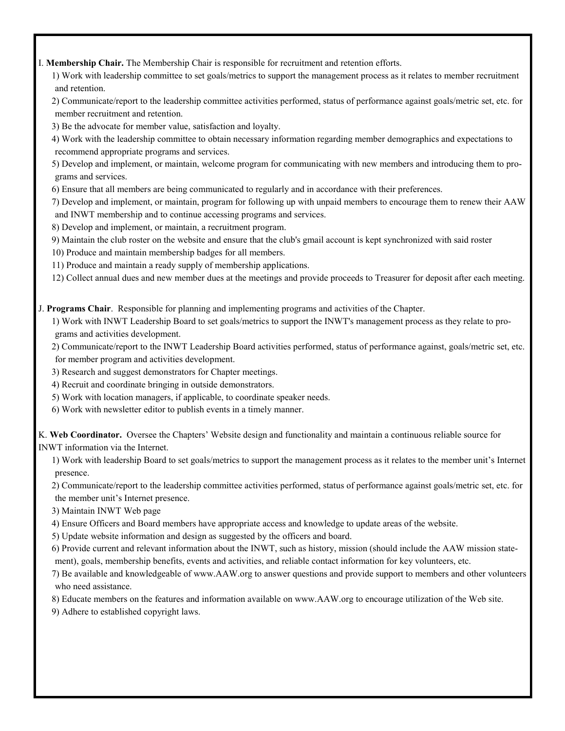I. **Membership Chair.** The Membership Chair is responsible for recruitment and retention efforts.

1) Work with leadership committee to set goals/metrics to support the management process as it relates to member recruitment and retention.
2) Communicate/report to the leadership committee activities performed, status of performance against goals/metric set, etc. for member recruitment and retention.
3) Be the advocate for member value, satisfaction and loyalty.
4) Work with the leadership committee to obtain necessary information regarding member demographics and expectations to recommend appropriate programs and services.
5) Develop and implement, or maintain, welcome program for communicating with new members and introducing them to programs and services.
6) Ensure that all members are being communicated to regularly and in accordance with their preferences.
7) Develop and implement, or maintain, program for following up with unpaid members to encourage them to renew their AAW and INWT membership and to continue accessing programs and services.
8) Develop and implement, or maintain, a recruitment program.
9) Maintain the club roster on the website and ensure that the club's gmail account is kept synchronized with said roster
10) Produce and maintain membership badges for all members.
11) Produce and maintain a ready supply of membership applications.
12) Collect annual dues and new member dues at the meetings and provide proceeds to Treasurer for deposit after each meeting.

J. **Programs Chair**. Responsible for planning and implementing programs and activities of the Chapter.

1) Work with INWT Leadership Board to set goals/metrics to support the INWT's management process as they relate to programs and activities development.
2) Communicate/report to the INWT Leadership Board activities performed, status of performance against, goals/metric set, etc. for member program and activities development.
3) Research and suggest demonstrators for Chapter meetings.
4) Recruit and coordinate bringing in outside demonstrators.
5) Work with location managers, if applicable, to coordinate speaker needs.
6) Work with newsletter editor to publish events in a timely manner.

K. **Web Coordinator.** Oversee the Chapters' Website design and functionality and maintain a continuous reliable source for INWT information via the Internet.

1) Work with leadership Board to set goals/metrics to support the management process as it relates to the member unit's Internet presence.
2) Communicate/report to the leadership committee activities performed, status of performance against goals/metric set, etc. for the member unit's Internet presence.
3) Maintain INWT Web page
4) Ensure Officers and Board members have appropriate access and knowledge to update areas of the website.
5) Update website information and design as suggested by the officers and board.
6) Provide current and relevant information about the INWT, such as history, mission (should include the AAW mission statement), goals, membership benefits, events and activities, and reliable contact information for key volunteers, etc.
7) Be available and knowledgeable of www.AAW.org to answer questions and provide support to members and other volunteers who need assistance.
8) Educate members on the features and information available on www.AAW.org to encourage utilization of the Web site.
9) Adhere to established copyright laws.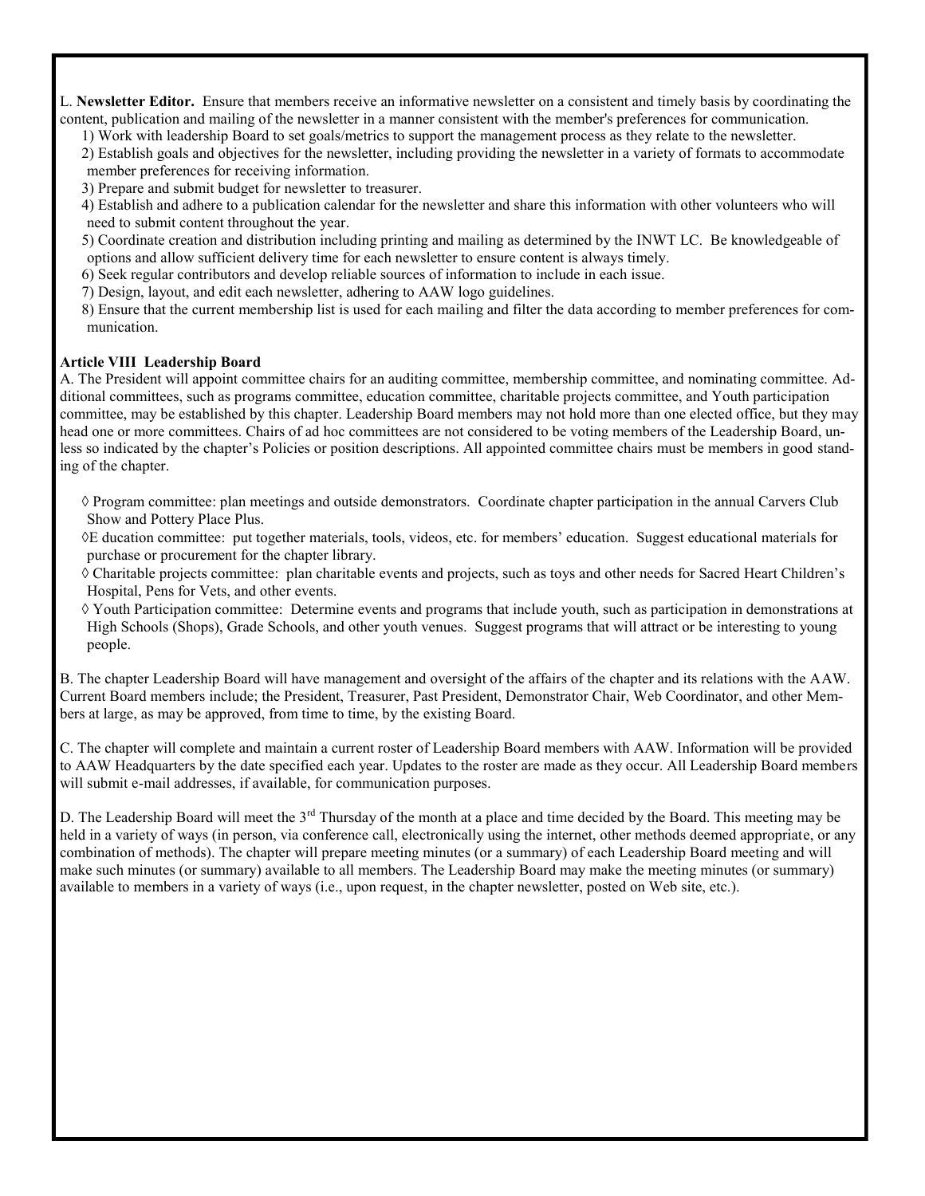L. **Newsletter Editor.** Ensure that members receive an informative newsletter on a consistent and timely basis by coordinating the content, publication and mailing of the newsletter in a manner consistent with the member's preferences for communication.

1) Work with leadership Board to set goals/metrics to support the management process as they relate to the newsletter.
2) Establish goals and objectives for the newsletter, including providing the newsletter in a variety of formats to accommodate member preferences for receiving information.
3) Prepare and submit budget for newsletter to treasurer.
4) Establish and adhere to a publication calendar for the newsletter and share this information with other volunteers who will need to submit content throughout the year.
5) Coordinate creation and distribution including printing and mailing as determined by the INWT LC. Be knowledgeable of options and allow sufficient delivery time for each newsletter to ensure content is always timely.
6) Seek regular contributors and develop reliable sources of information to include in each issue.
7) Design, layout, and edit each newsletter, adhering to AAW logo guidelines.
8) Ensure that the current membership list is used for each mailing and filter the data according to member preferences for communication.

**Article VIII Leadership Board**

A. The President will appoint committee chairs for an auditing committee, membership committee, and nominating committee. Additional committees, such as programs committee, education committee, charitable projects committee, and Youth participation committee, may be established by this chapter. Leadership Board members may not hold more than one elected office, but they may head one or more committees. Chairs of ad hoc committees are not considered to be voting members of the Leadership Board, unless so indicated by the chapter's Policies or position descriptions. All appointed committee chairs must be members in good standing of the chapter.

◊ Program committee: plan meetings and outside demonstrators. Coordinate chapter participation in the annual Carvers Club Show and Pottery Place Plus.

◊E ducation committee: put together materials, tools, videos, etc. for members' education. Suggest educational materials for purchase or procurement for the chapter library.

◊ Charitable projects committee: plan charitable events and projects, such as toys and other needs for Sacred Heart Children's Hospital, Pens for Vets, and other events.

◊ Youth Participation committee: Determine events and programs that include youth, such as participation in demonstrations at High Schools (Shops), Grade Schools, and other youth venues. Suggest programs that will attract or be interesting to young people.

B. The chapter Leadership Board will have management and oversight of the affairs of the chapter and its relations with the AAW. Current Board members include; the President, Treasurer, Past President, Demonstrator Chair, Web Coordinator, and other Members at large, as may be approved, from time to time, by the existing Board.

C. The chapter will complete and maintain a current roster of Leadership Board members with AAW. Information will be provided to AAW Headquarters by the date specified each year. Updates to the roster are made as they occur. All Leadership Board members will submit e-mail addresses, if available, for communication purposes.

D. The Leadership Board will meet the 3rd Thursday of the month at a place and time decided by the Board. This meeting may be held in a variety of ways (in person, via conference call, electronically using the internet, other methods deemed appropriate, or any combination of methods). The chapter will prepare meeting minutes (or a summary) of each Leadership Board meeting and will make such minutes (or summary) available to all members. The Leadership Board may make the meeting minutes (or summary) available to members in a variety of ways (i.e., upon request, in the chapter newsletter, posted on Web site, etc.).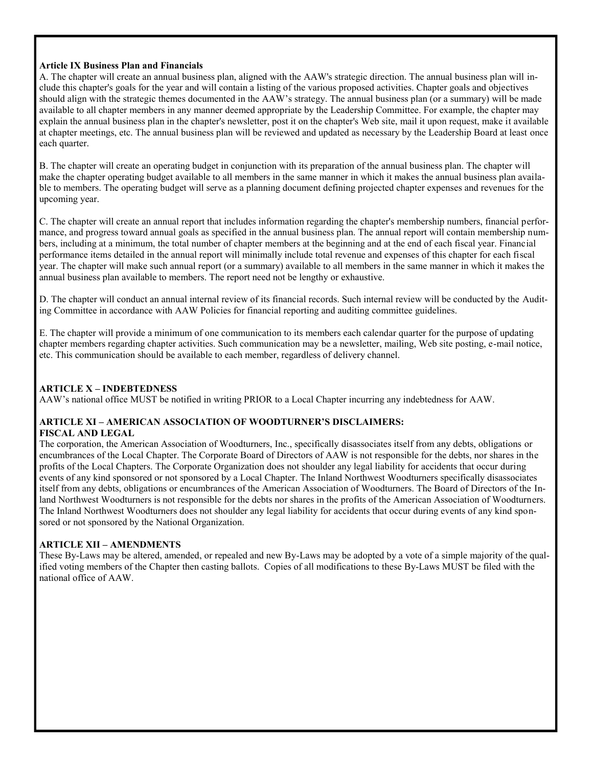**Article IX Business Plan and Financials**

A. The chapter will create an annual business plan, aligned with the AAW's strategic direction. The annual business plan will include this chapter's goals for the year and will contain a listing of the various proposed activities. Chapter goals and objectives should align with the strategic themes documented in the AAW's strategy. The annual business plan (or a summary) will be made available to all chapter members in any manner deemed appropriate by the Leadership Committee. For example, the chapter may explain the annual business plan in the chapter's newsletter, post it on the chapter's Web site, mail it upon request, make it available at chapter meetings, etc. The annual business plan will be reviewed and updated as necessary by the Leadership Board at least once each quarter.

B. The chapter will create an operating budget in conjunction with its preparation of the annual business plan. The chapter will make the chapter operating budget available to all members in the same manner in which it makes the annual business plan available to members. The operating budget will serve as a planning document defining projected chapter expenses and revenues for the upcoming year.

C. The chapter will create an annual report that includes information regarding the chapter's membership numbers, financial performance, and progress toward annual goals as specified in the annual business plan. The annual report will contain membership numbers, including at a minimum, the total number of chapter members at the beginning and at the end of each fiscal year. Financial performance items detailed in the annual report will minimally include total revenue and expenses of this chapter for each fiscal year. The chapter will make such annual report (or a summary) available to all members in the same manner in which it makes the annual business plan available to members. The report need not be lengthy or exhaustive.

D. The chapter will conduct an annual internal review of its financial records. Such internal review will be conducted by the Auditing Committee in accordance with AAW Policies for financial reporting and auditing committee guidelines.

E. The chapter will provide a minimum of one communication to its members each calendar quarter for the purpose of updating chapter members regarding chapter activities. Such communication may be a newsletter, mailing, Web site posting, e-mail notice, etc. This communication should be available to each member, regardless of delivery channel.

**ARTICLE X – INDEBTEDNESS**

AAW's national office MUST be notified in writing PRIOR to a Local Chapter incurring any indebtedness for AAW.

**ARTICLE XI – AMERICAN ASSOCIATION OF WOODTURNER'S DISCLAIMERS: FISCAL AND LEGAL**

The corporation, the American Association of Woodturners, Inc., specifically disassociates itself from any debts, obligations or encumbrances of the Local Chapter. The Corporate Board of Directors of AAW is not responsible for the debts, nor shares in the profits of the Local Chapters. The Corporate Organization does not shoulder any legal liability for accidents that occur during events of any kind sponsored or not sponsored by a Local Chapter. The Inland Northwest Woodturners specifically disassociates itself from any debts, obligations or encumbrances of the American Association of Woodturners. The Board of Directors of the Inland Northwest Woodturners is not responsible for the debts nor shares in the profits of the American Association of Woodturners. The Inland Northwest Woodturners does not shoulder any legal liability for accidents that occur during events of any kind sponsored or not sponsored by the National Organization.

**ARTICLE XII – AMENDMENTS**

These By-Laws may be altered, amended, or repealed and new By-Laws may be adopted by a vote of a simple majority of the qualified voting members of the Chapter then casting ballots. Copies of all modifications to these By-Laws MUST be filed with the national office of AAW.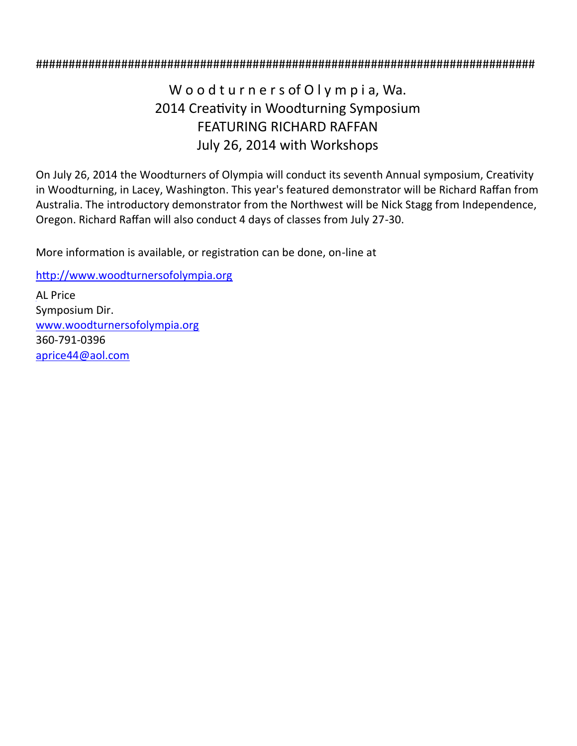################################################################################

W o o d t u r n e r s of O l y m p i a, Wa.
2014 Creativity in Woodturning Symposium
FEATURING RICHARD RAFFAN
July 26, 2014 with Workshops

On July 26, 2014 the Woodturners of Olympia will conduct its seventh Annual symposium, Creativity in Woodturning, in Lacey, Washington. This year's featured demonstrator will be Richard Raffan from Australia. The introductory demonstrator from the Northwest will be Nick Stagg from Independence, Oregon. Richard Raffan will also conduct 4 days of classes from July 27-30.

More information is available, or registration can be done, on-line at

http://www.woodturnersofolympia.org

AL Price
Symposium Dir.
www.woodturnersofolympia.org
360-791-0396
aprice44@aol.com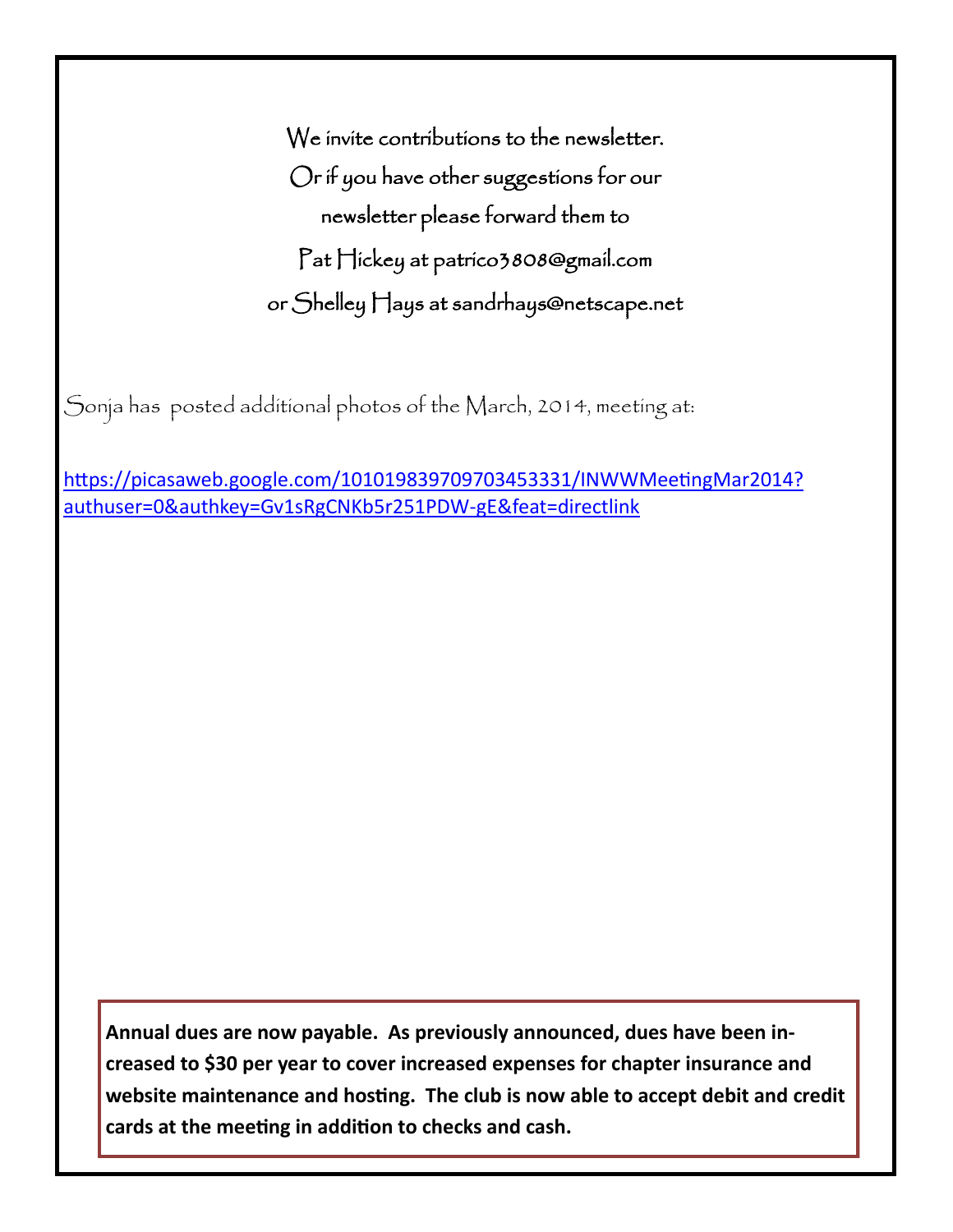We invite contributions to the newsletter.

Or if you have other suggestions for our

newsletter please forward them to

Pat Hickey at patrico3808@gmail.com

or Shelley Hays at sandrhays@netscape.net

Sonja has posted additional photos of the March, 2014, meeting at:

https://picasaweb.google.com/101019839709703453331/INWWMeetingMar2014?authuser=0&authkey=Gv1sRgCNKb5r251PDW-gE&feat=directlink

**Annual dues are now payable. As previously announced, dues have been increased to $30 per year to cover increased expenses for chapter insurance and website maintenance and hosting. The club is now able to accept debit and credit cards at the meeting in addition to checks and cash.**